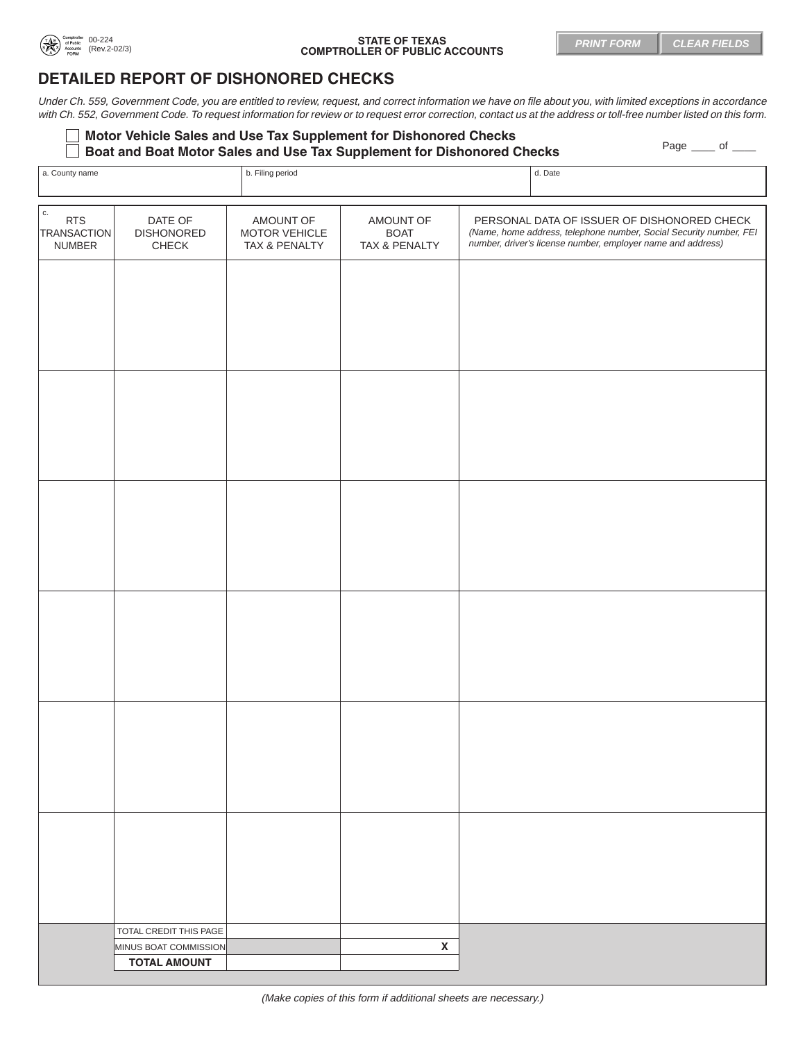00-224
(Rev.2-02/3)

**STATE OF TEXAS**
**COMPTROLLER OF PUBLIC ACCOUNTS**

# DETAILED REPORT OF DISHONORED CHECKS

*Under Ch. 559, Government Code, you are entitled to review, request, and correct information we have on file about you, with limited exceptions in accordance with Ch. 552, Government Code. To request information for review or to request error correction, contact us at the address or toll-free number listed on this form.*

☐ **Motor Vehicle Sales and Use Tax Supplement for Dishonored Checks**
☐ **Boat and Boat Motor Sales and Use Tax Supplement for Dishonored Checks**

Page ____ of ____

| a. County name | b. Filing period | d. Date |
|---|---|---|
| | | |

| c. RTS TRANSACTION NUMBER | DATE OF DISHONORED CHECK | AMOUNT OF MOTOR VEHICLE TAX & PENALTY | AMOUNT OF BOAT TAX & PENALTY | PERSONAL DATA OF ISSUER OF DISHONORED CHECK *(Name, home address, telephone number, Social Security number, FEI number, driver's license number, employer name and address)* |
|---|---|---|---|---|
| | | | | |
| | | | | |
| | | | | |
| | | | | |
| | | | | |
| | | | | |
| | TOTAL CREDIT THIS PAGE | | | |
| | MINUS BOAT COMMISSION | | X | |
| | **TOTAL AMOUNT** | | | |

*(Make copies of this form if additional sheets are necessary.)*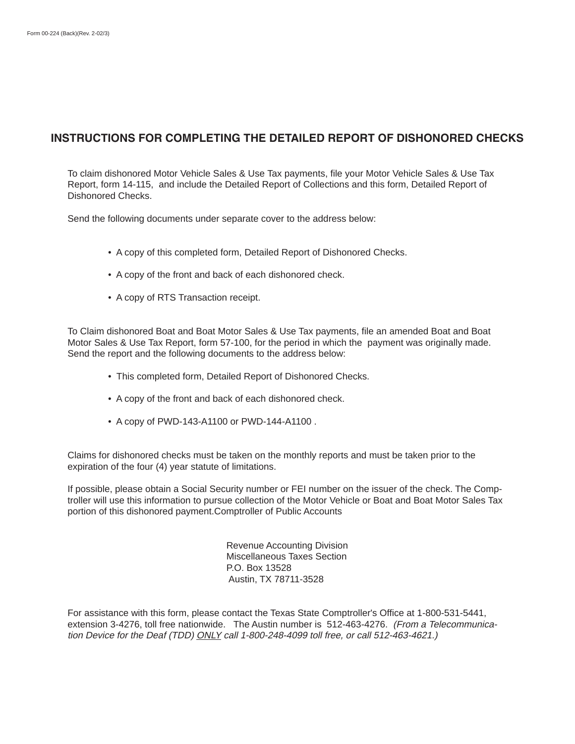Form 00-224 (Back)(Rev. 2-02/3)

## INSTRUCTIONS FOR COMPLETING THE DETAILED REPORT OF DISHONORED CHECKS

To claim dishonored Motor Vehicle Sales & Use Tax payments, file your Motor Vehicle Sales & Use Tax Report, form 14-115, and include the Detailed Report of Collections and this form, Detailed Report of Dishonored Checks.

Send the following documents under separate cover to the address below:

- A copy of this completed form, Detailed Report of Dishonored Checks.
- A copy of the front and back of each dishonored check.
- A copy of RTS Transaction receipt.

To Claim dishonored Boat and Boat Motor Sales & Use Tax payments, file an amended Boat and Boat Motor Sales & Use Tax Report, form 57-100, for the period in which the payment was originally made. Send the report and the following documents to the address below:

- This completed form, Detailed Report of Dishonored Checks.
- A copy of the front and back of each dishonored check.
- A copy of PWD-143-A1100 or PWD-144-A1100 .

Claims for dishonored checks must be taken on the monthly reports and must be taken prior to the expiration of the four (4) year statute of limitations.

If possible, please obtain a Social Security number or FEI number on the issuer of the check. The Comptroller will use this information to pursue collection of the Motor Vehicle or Boat and Boat Motor Sales Tax portion of this dishonored payment.Comptroller of Public Accounts

Revenue Accounting Division
Miscellaneous Taxes Section
P.O. Box 13528
Austin, TX 78711-3528

For assistance with this form, please contact the Texas State Comptroller's Office at 1-800-531-5441, extension 3-4276, toll free nationwide. The Austin number is 512-463-4276. *(From a Telecommunication Device for the Deaf (TDD) ONLY call 1-800-248-4099 toll free, or call 512-463-4621.)*